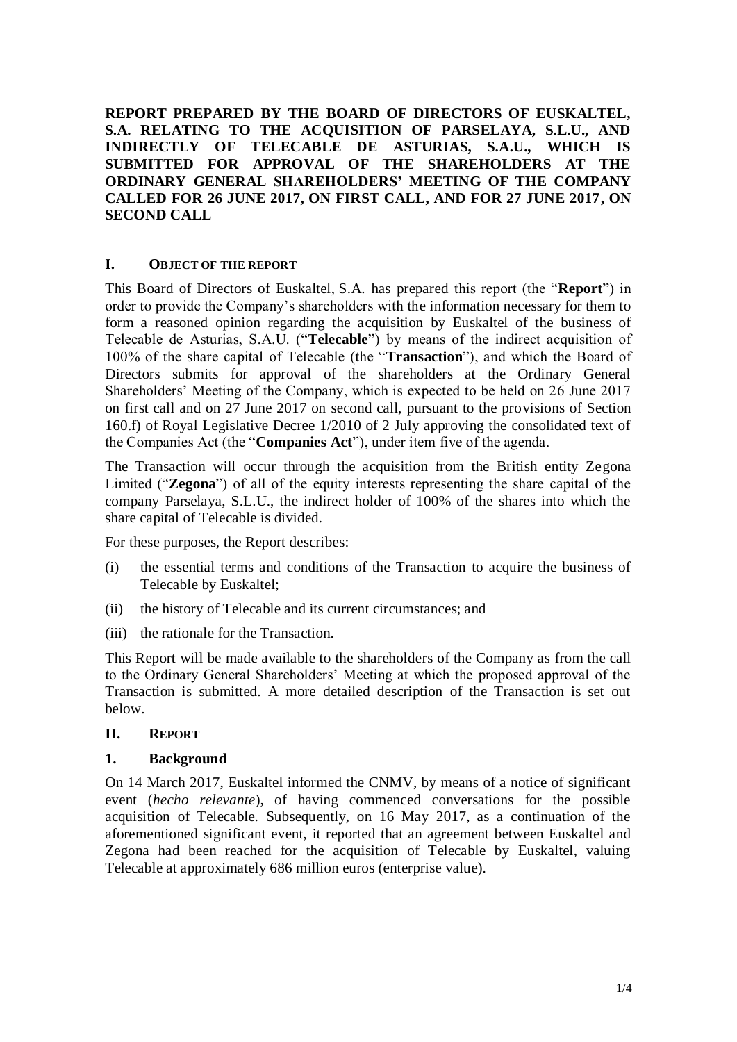**REPORT PREPARED BY THE BOARD OF DIRECTORS OF EUSKALTEL, S.A. RELATING TO THE ACQUISITION OF PARSELAYA, S.L.U., AND INDIRECTLY OF TELECABLE DE ASTURIAS, S.A.U., WHICH IS SUBMITTED FOR APPROVAL OF THE SHAREHOLDERS AT THE ORDINARY GENERAL SHAREHOLDERS' MEETING OF THE COMPANY CALLED FOR 26 JUNE 2017, ON FIRST CALL, AND FOR 27 JUNE 2017, ON SECOND CALL**

## I. OBJECT OF THE REPORT

This Board of Directors of Euskaltel, S.A. has prepared this report (the "**Report**") in order to provide the Company's shareholders with the information necessary for them to form a reasoned opinion regarding the acquisition by Euskaltel of the business of Telecable de Asturias, S.A.U. ("**Telecable**") by means of the indirect acquisition of 100% of the share capital of Telecable (the "**Transaction**"), and which the Board of Directors submits for approval of the shareholders at the Ordinary General Shareholders' Meeting of the Company, which is expected to be held on 26 June 2017 on first call and on 27 June 2017 on second call, pursuant to the provisions of Section 160.f) of Royal Legislative Decree 1/2010 of 2 July approving the consolidated text of the Companies Act (the "**Companies Act**"), under item five of the agenda.

The Transaction will occur through the acquisition from the British entity Zegona Limited ("**Zegona**") of all of the equity interests representing the share capital of the company Parselaya, S.L.U., the indirect holder of 100% of the shares into which the share capital of Telecable is divided.

For these purposes, the Report describes:

(i) the essential terms and conditions of the Transaction to acquire the business of Telecable by Euskaltel;

(ii) the history of Telecable and its current circumstances; and

(iii) the rationale for the Transaction.

This Report will be made available to the shareholders of the Company as from the call to the Ordinary General Shareholders' Meeting at which the proposed approval of the Transaction is submitted. A more detailed description of the Transaction is set out below.

## II. REPORT

### 1. Background

On 14 March 2017, Euskaltel informed the CNMV, by means of a notice of significant event (*hecho relevante*), of having commenced conversations for the possible acquisition of Telecable. Subsequently, on 16 May 2017, as a continuation of the aforementioned significant event, it reported that an agreement between Euskaltel and Zegona had been reached for the acquisition of Telecable by Euskaltel, valuing Telecable at approximately 686 million euros (enterprise value).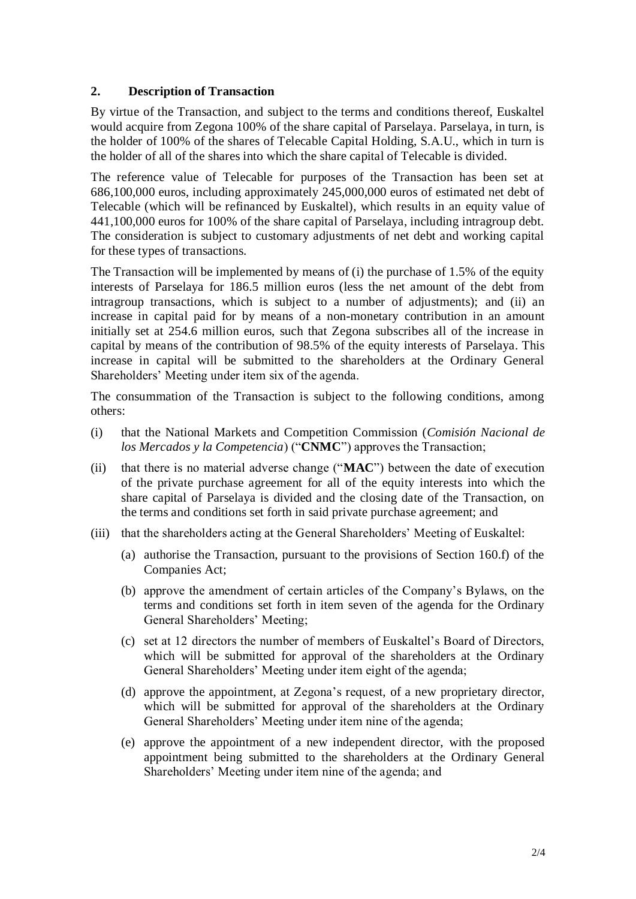## 2. Description of Transaction

By virtue of the Transaction, and subject to the terms and conditions thereof, Euskaltel would acquire from Zegona 100% of the share capital of Parselaya. Parselaya, in turn, is the holder of 100% of the shares of Telecable Capital Holding, S.A.U., which in turn is the holder of all of the shares into which the share capital of Telecable is divided.

The reference value of Telecable for purposes of the Transaction has been set at 686,100,000 euros, including approximately 245,000,000 euros of estimated net debt of Telecable (which will be refinanced by Euskaltel), which results in an equity value of 441,100,000 euros for 100% of the share capital of Parselaya, including intragroup debt. The consideration is subject to customary adjustments of net debt and working capital for these types of transactions.

The Transaction will be implemented by means of (i) the purchase of 1.5% of the equity interests of Parselaya for 186.5 million euros (less the net amount of the debt from intragroup transactions, which is subject to a number of adjustments); and (ii) an increase in capital paid for by means of a non-monetary contribution in an amount initially set at 254.6 million euros, such that Zegona subscribes all of the increase in capital by means of the contribution of 98.5% of the equity interests of Parselaya. This increase in capital will be submitted to the shareholders at the Ordinary General Shareholders' Meeting under item six of the agenda.

The consummation of the Transaction is subject to the following conditions, among others:

(i) that the National Markets and Competition Commission (*Comisión Nacional de los Mercados y la Competencia*) ("**CNMC**") approves the Transaction;

(ii) that there is no material adverse change ("**MAC**") between the date of execution of the private purchase agreement for all of the equity interests into which the share capital of Parselaya is divided and the closing date of the Transaction, on the terms and conditions set forth in said private purchase agreement; and

(iii) that the shareholders acting at the General Shareholders' Meeting of Euskaltel:

   (a) authorise the Transaction, pursuant to the provisions of Section 160.f) of the Companies Act;

   (b) approve the amendment of certain articles of the Company's Bylaws, on the terms and conditions set forth in item seven of the agenda for the Ordinary General Shareholders' Meeting;

   (c) set at 12 directors the number of members of Euskaltel's Board of Directors, which will be submitted for approval of the shareholders at the Ordinary General Shareholders' Meeting under item eight of the agenda;

   (d) approve the appointment, at Zegona's request, of a new proprietary director, which will be submitted for approval of the shareholders at the Ordinary General Shareholders' Meeting under item nine of the agenda;

   (e) approve the appointment of a new independent director, with the proposed appointment being submitted to the shareholders at the Ordinary General Shareholders' Meeting under item nine of the agenda; and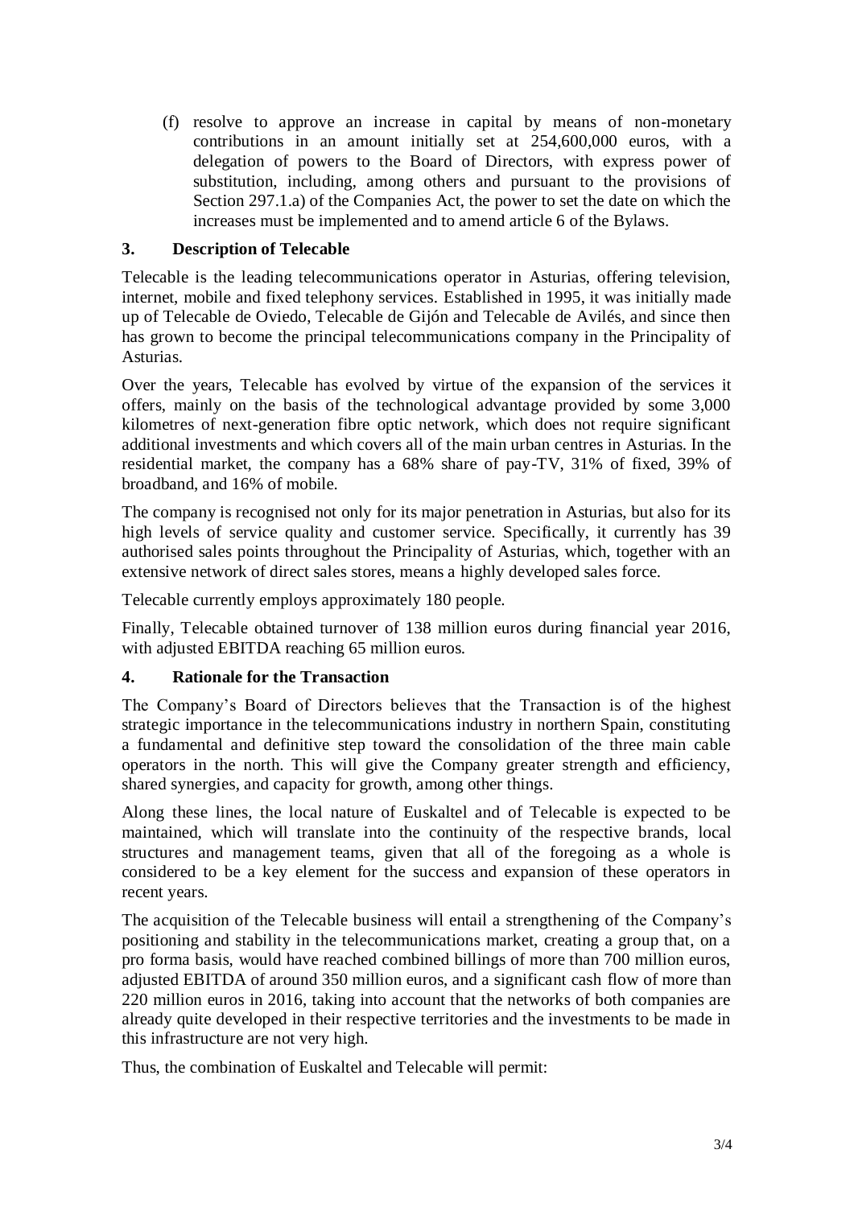(f) resolve to approve an increase in capital by means of non-monetary contributions in an amount initially set at 254,600,000 euros, with a delegation of powers to the Board of Directors, with express power of substitution, including, among others and pursuant to the provisions of Section 297.1.a) of the Companies Act, the power to set the date on which the increases must be implemented and to amend article 6 of the Bylaws.

## 3. Description of Telecable

Telecable is the leading telecommunications operator in Asturias, offering television, internet, mobile and fixed telephony services. Established in 1995, it was initially made up of Telecable de Oviedo, Telecable de Gijón and Telecable de Avilés, and since then has grown to become the principal telecommunications company in the Principality of Asturias.

Over the years, Telecable has evolved by virtue of the expansion of the services it offers, mainly on the basis of the technological advantage provided by some 3,000 kilometres of next-generation fibre optic network, which does not require significant additional investments and which covers all of the main urban centres in Asturias. In the residential market, the company has a 68% share of pay-TV, 31% of fixed, 39% of broadband, and 16% of mobile.

The company is recognised not only for its major penetration in Asturias, but also for its high levels of service quality and customer service. Specifically, it currently has 39 authorised sales points throughout the Principality of Asturias, which, together with an extensive network of direct sales stores, means a highly developed sales force.

Telecable currently employs approximately 180 people.

Finally, Telecable obtained turnover of 138 million euros during financial year 2016, with adjusted EBITDA reaching 65 million euros.

## 4. Rationale for the Transaction

The Company's Board of Directors believes that the Transaction is of the highest strategic importance in the telecommunications industry in northern Spain, constituting a fundamental and definitive step toward the consolidation of the three main cable operators in the north. This will give the Company greater strength and efficiency, shared synergies, and capacity for growth, among other things.

Along these lines, the local nature of Euskaltel and of Telecable is expected to be maintained, which will translate into the continuity of the respective brands, local structures and management teams, given that all of the foregoing as a whole is considered to be a key element for the success and expansion of these operators in recent years.

The acquisition of the Telecable business will entail a strengthening of the Company's positioning and stability in the telecommunications market, creating a group that, on a pro forma basis, would have reached combined billings of more than 700 million euros, adjusted EBITDA of around 350 million euros, and a significant cash flow of more than 220 million euros in 2016, taking into account that the networks of both companies are already quite developed in their respective territories and the investments to be made in this infrastructure are not very high.

Thus, the combination of Euskaltel and Telecable will permit: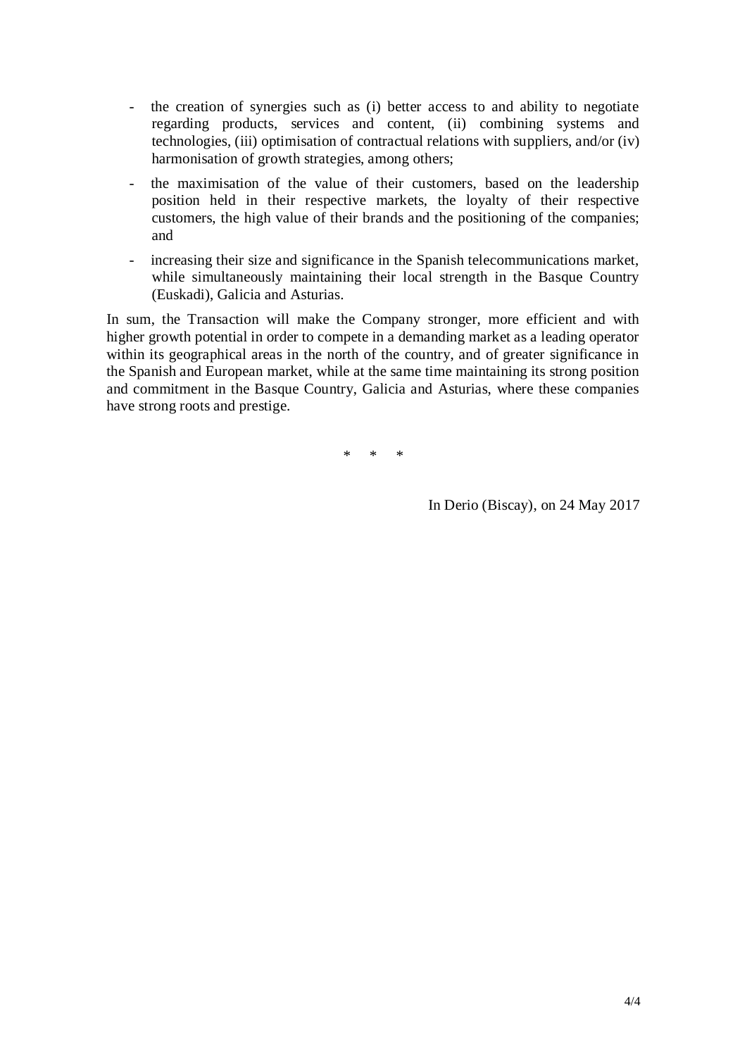- the creation of synergies such as (i) better access to and ability to negotiate regarding products, services and content, (ii) combining systems and technologies, (iii) optimisation of contractual relations with suppliers, and/or (iv) harmonisation of growth strategies, among others;
- the maximisation of the value of their customers, based on the leadership position held in their respective markets, the loyalty of their respective customers, the high value of their brands and the positioning of the companies; and
- increasing their size and significance in the Spanish telecommunications market, while simultaneously maintaining their local strength in the Basque Country (Euskadi), Galicia and Asturias.

In sum, the Transaction will make the Company stronger, more efficient and with higher growth potential in order to compete in a demanding market as a leading operator within its geographical areas in the north of the country, and of greater significance in the Spanish and European market, while at the same time maintaining its strong position and commitment in the Basque Country, Galicia and Asturias, where these companies have strong roots and prestige.

\* \* \*

In Derio (Biscay), on 24 May 2017